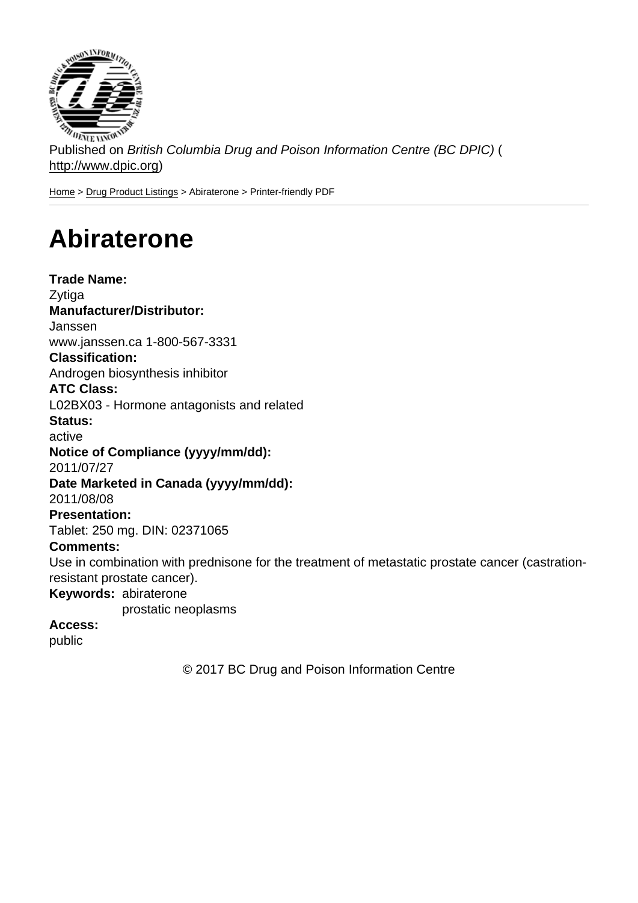Published on *British Columbia Drug and Poison Information Centre (BC DPIC)* (http://www.dpic.org)

Home > Drug Product Listings > Abiraterone > Printer-friendly PDF

# Abiraterone

**Trade Name:**
Zytiga

**Manufacturer/Distributor:**
Janssen
www.janssen.ca 1-800-567-3331

**Classification:**
Androgen biosynthesis inhibitor

**ATC Class:**
L02BX03 - Hormone antagonists and related

**Status:**
active

**Notice of Compliance (yyyy/mm/dd):**
2011/07/27

**Date Marketed in Canada (yyyy/mm/dd):**
2011/08/08

**Presentation:**
Tablet: 250 mg. DIN: 02371065

**Comments:**
Use in combination with prednisone for the treatment of metastatic prostate cancer (castration-resistant prostate cancer).

**Keywords:** abiraterone
prostatic neoplasms

**Access:**
public

© 2017 BC Drug and Poison Information Centre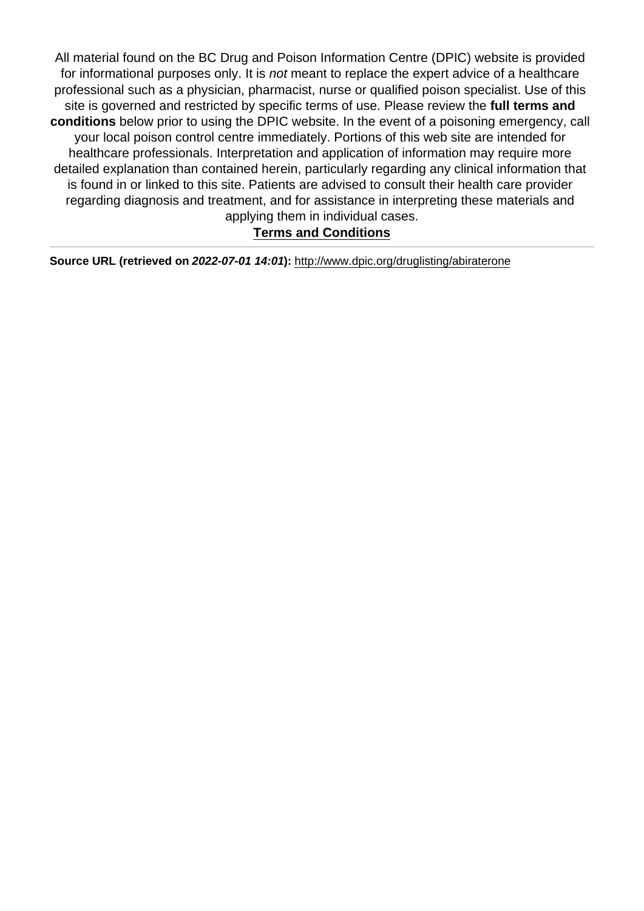All material found on the BC Drug and Poison Information Centre (DPIC) website is provided for informational purposes only. It is *not* meant to replace the expert advice of a healthcare professional such as a physician, pharmacist, nurse or qualified poison specialist. Use of this site is governed and restricted by specific terms of use. Please review the **full terms and conditions** below prior to using the DPIC website. In the event of a poisoning emergency, call your local poison control centre immediately. Portions of this web site are intended for healthcare professionals. Interpretation and application of information may require more detailed explanation than contained herein, particularly regarding any clinical information that is found in or linked to this site. Patients are advised to consult their health care provider regarding diagnosis and treatment, and for assistance in interpreting these materials and applying them in individual cases.

**Terms and Conditions**

---

**Source URL (retrieved on *2022-07-01 14:01*):** http://www.dpic.org/druglisting/abiraterone